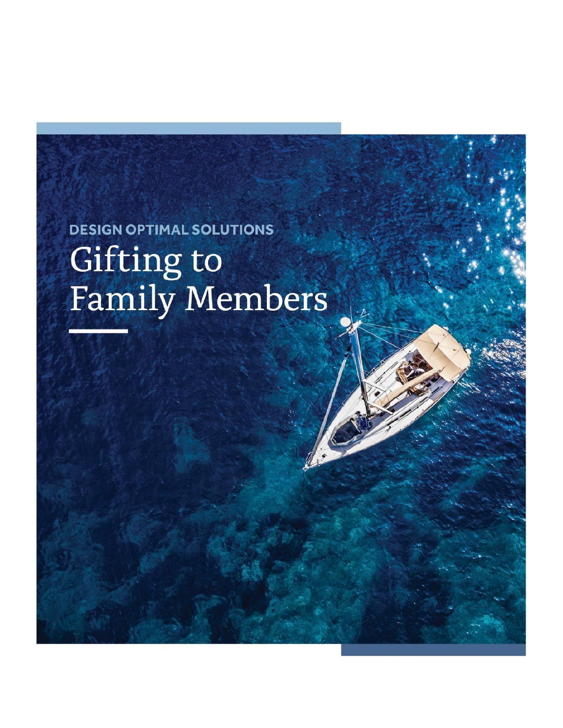DESIGN OPTIMAL SOLUTIONS

# Gifting to Family Members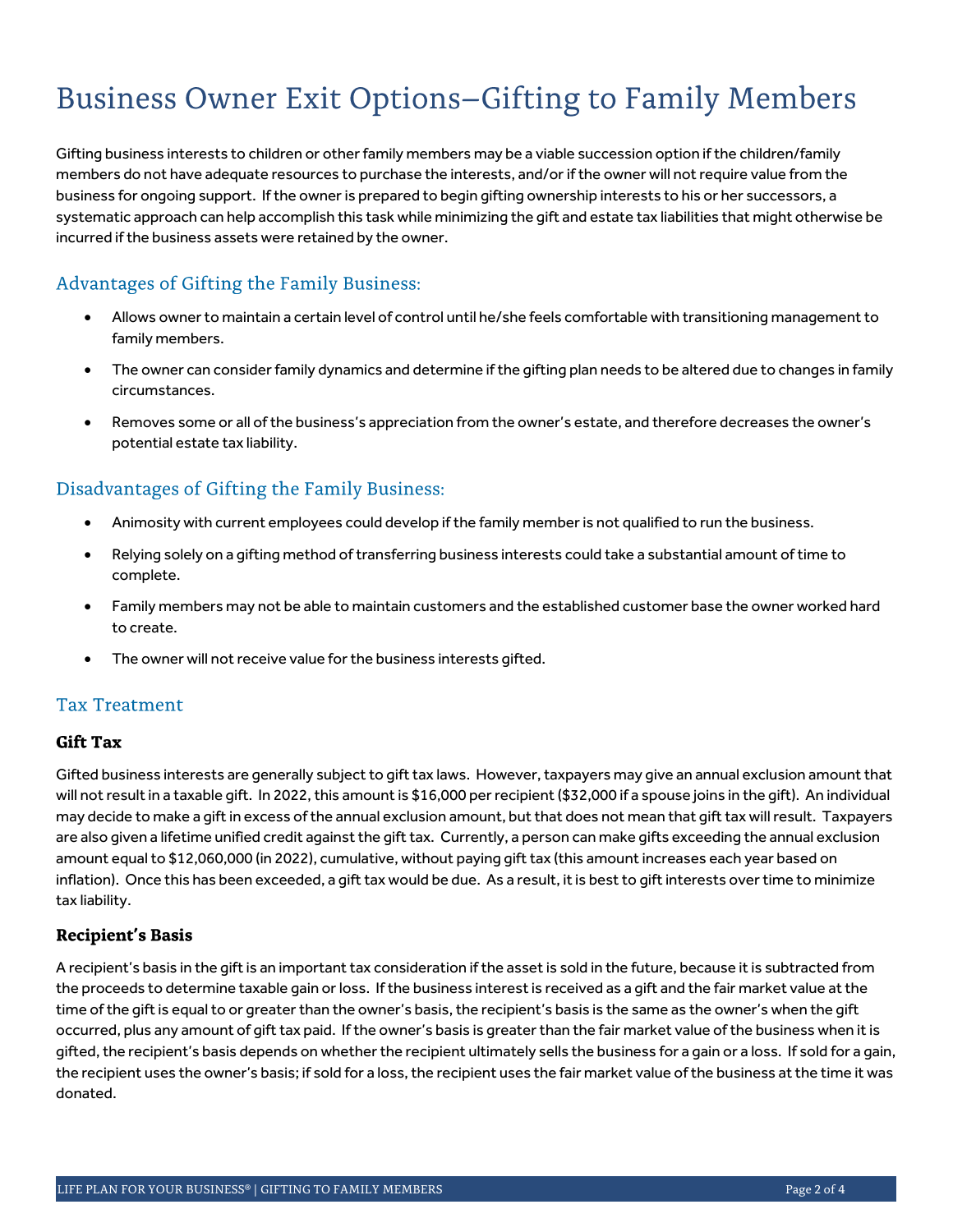# Business Owner Exit Options–Gifting to Family Members

Gifting business interests to children or other family members may be a viable succession option if the children/family members do not have adequate resources to purchase the interests, and/or if the owner will not require value from the business for ongoing support. If the owner is prepared to begin gifting ownership interests to his or her successors, a systematic approach can help accomplish this task while minimizing the gift and estate tax liabilities that might otherwise be incurred if the business assets were retained by the owner.

## Advantages of Gifting the Family Business:

- Allows owner to maintain a certain level of control until he/she feels comfortable with transitioning management to family members.
- The owner can consider family dynamics and determine if the gifting plan needs to be altered due to changes in family circumstances.
- Removes some or all of the business's appreciation from the owner's estate, and therefore decreases the owner's potential estate tax liability.

## Disadvantages of Gifting the Family Business:

- Animosity with current employees could develop if the family member is not qualified to run the business.
- Relying solely on a gifting method of transferring business interests could take a substantial amount of time to complete.
- Family members may not be able to maintain customers and the established customer base the owner worked hard to create.
- The owner will not receive value for the business interests gifted.

## Tax Treatment

### Gift Tax

Gifted business interests are generally subject to gift tax laws. However, taxpayers may give an annual exclusion amount that will not result in a taxable gift. In 2022, this amount is $16,000 per recipient ($32,000 if a spouse joins in the gift). An individual may decide to make a gift in excess of the annual exclusion amount, but that does not mean that gift tax will result. Taxpayers are also given a lifetime unified credit against the gift tax. Currently, a person can make gifts exceeding the annual exclusion amount equal to $12,060,000 (in 2022), cumulative, without paying gift tax (this amount increases each year based on inflation). Once this has been exceeded, a gift tax would be due. As a result, it is best to gift interests over time to minimize tax liability.

### Recipient's Basis

A recipient's basis in the gift is an important tax consideration if the asset is sold in the future, because it is subtracted from the proceeds to determine taxable gain or loss. If the business interest is received as a gift and the fair market value at the time of the gift is equal to or greater than the owner's basis, the recipient's basis is the same as the owner's when the gift occurred, plus any amount of gift tax paid. If the owner's basis is greater than the fair market value of the business when it is gifted, the recipient's basis depends on whether the recipient ultimately sells the business for a gain or a loss. If sold for a gain, the recipient uses the owner's basis; if sold for a loss, the recipient uses the fair market value of the business at the time it was donated.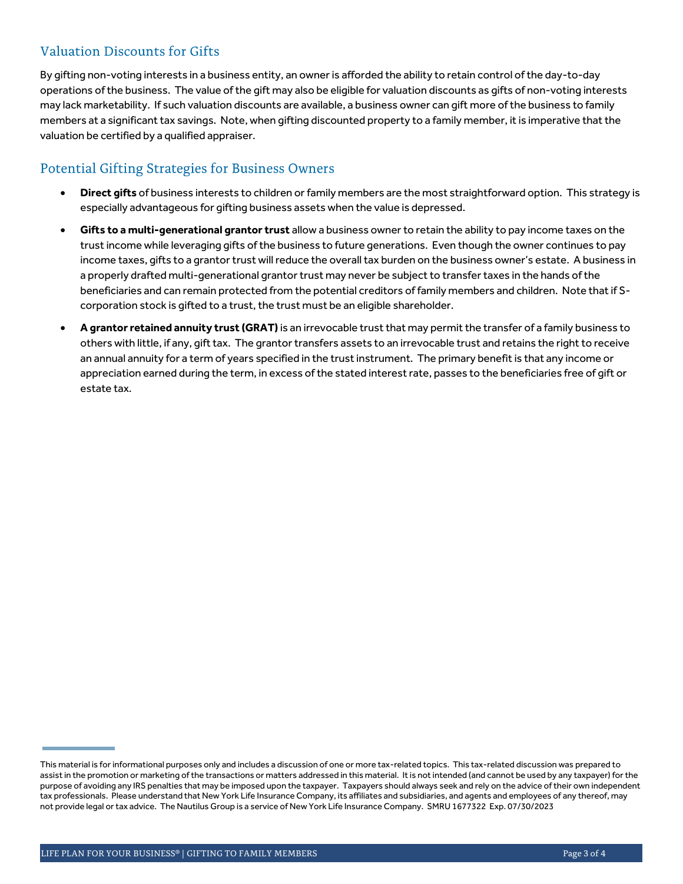## Valuation Discounts for Gifts

By gifting non-voting interests in a business entity, an owner is afforded the ability to retain control of the day-to-day operations of the business. The value of the gift may also be eligible for valuation discounts as gifts of non-voting interests may lack marketability. If such valuation discounts are available, a business owner can gift more of the business to family members at a significant tax savings. Note, when gifting discounted property to a family member, it is imperative that the valuation be certified by a qualified appraiser.

## Potential Gifting Strategies for Business Owners

- **Direct gifts** of business interests to children or family members are the most straightforward option. This strategy is especially advantageous for gifting business assets when the value is depressed.
- **Gifts to a multi-generational grantor trust** allow a business owner to retain the ability to pay income taxes on the trust income while leveraging gifts of the business to future generations. Even though the owner continues to pay income taxes, gifts to a grantor trust will reduce the overall tax burden on the business owner's estate. A business in a properly drafted multi-generational grantor trust may never be subject to transfer taxes in the hands of the beneficiaries and can remain protected from the potential creditors of family members and children. Note that if S-corporation stock is gifted to a trust, the trust must be an eligible shareholder.
- **A grantor retained annuity trust (GRAT)** is an irrevocable trust that may permit the transfer of a family business to others with little, if any, gift tax. The grantor transfers assets to an irrevocable trust and retains the right to receive an annual annuity for a term of years specified in the trust instrument. The primary benefit is that any income or appreciation earned during the term, in excess of the stated interest rate, passes to the beneficiaries free of gift or estate tax.

---

This material is for informational purposes only and includes a discussion of one or more tax-related topics. This tax-related discussion was prepared to assist in the promotion or marketing of the transactions or matters addressed in this material. It is not intended (and cannot be used by any taxpayer) for the purpose of avoiding any IRS penalties that may be imposed upon the taxpayer. Taxpayers should always seek and rely on the advice of their own independent tax professionals. Please understand that New York Life Insurance Company, its affiliates and subsidiaries, and agents and employees of any thereof, may not provide legal or tax advice. The Nautilus Group is a service of New York Life Insurance Company. SMRU 1677322 Exp. 07/30/2023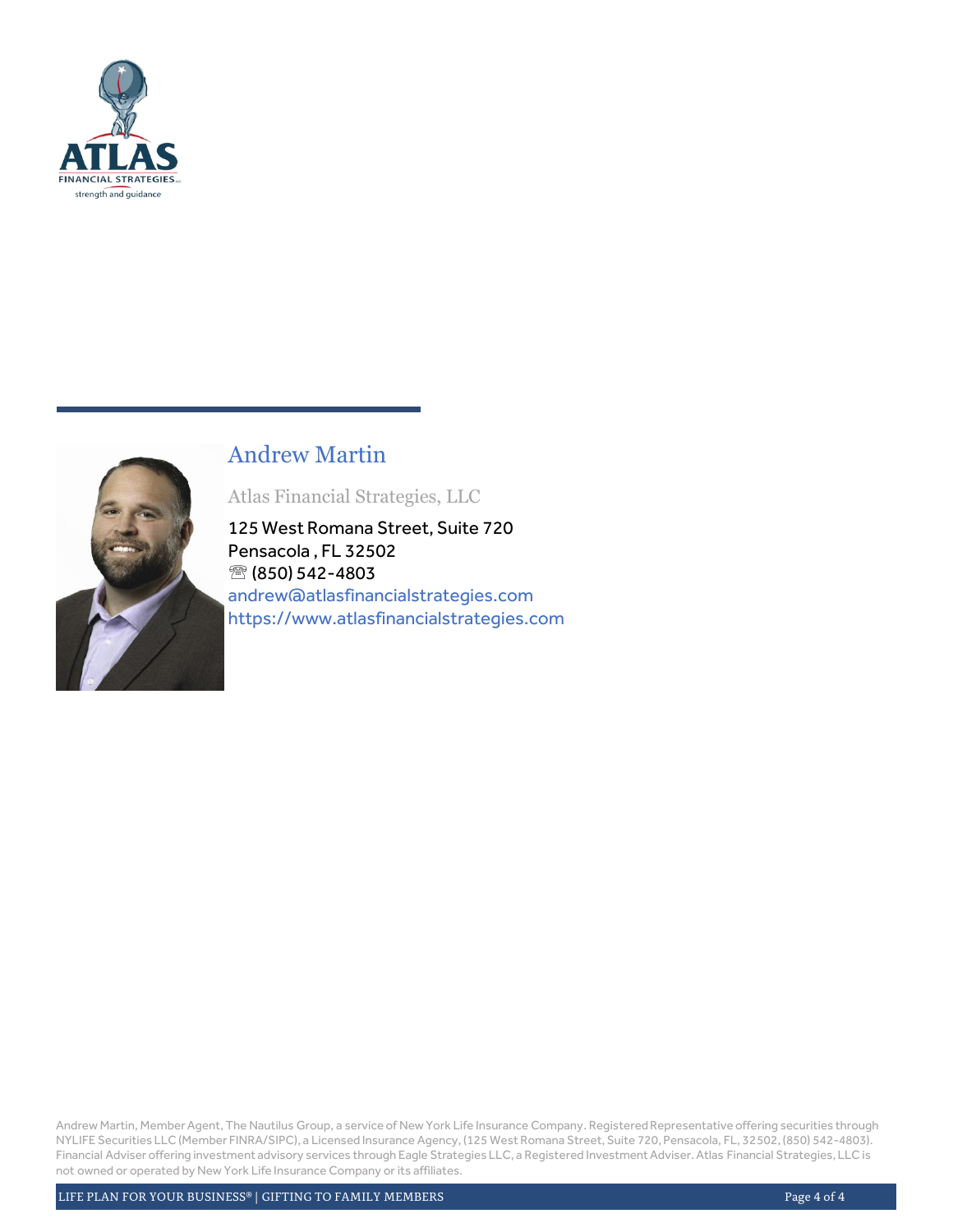ATLAS FINANCIAL STRATEGIES
strength and guidance

## Andrew Martin

Atlas Financial Strategies, LLC

125 West Romana Street, Suite 720
Pensacola , FL 32502
☏ (850) 542-4803
andrew@atlasfinancialstrategies.com
https://www.atlasfinancialstrategies.com

Andrew Martin, Member Agent, The Nautilus Group, a service of New York Life Insurance Company. Registered Representative offering securities through NYLIFE Securities LLC (Member FINRA/SIPC), a Licensed Insurance Agency, (125 West Romana Street, Suite 720, Pensacola, FL, 32502, (850) 542-4803). Financial Adviser offering investment advisory services through Eagle Strategies LLC, a Registered Investment Adviser. Atlas Financial Strategies, LLC is not owned or operated by New York Life Insurance Company or its affiliates.